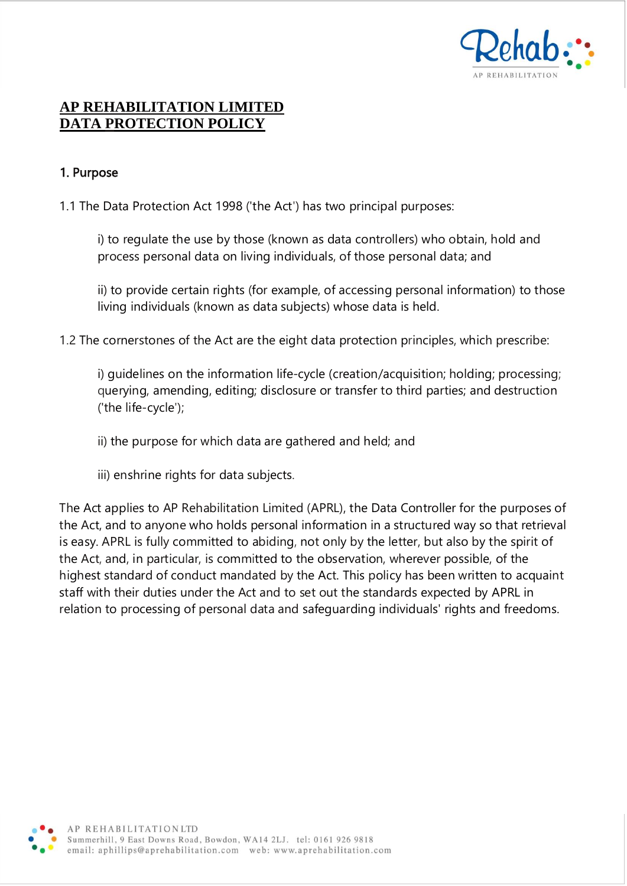# AP REHABILITATION LIMITED
# DATA PROTECTION POLICY

## 1. Purpose

1.1 The Data Protection Act 1998 ('the Act') has two principal purposes:

i) to regulate the use by those (known as data controllers) who obtain, hold and process personal data on living individuals, of those personal data; and

ii) to provide certain rights (for example, of accessing personal information) to those living individuals (known as data subjects) whose data is held.

1.2 The cornerstones of the Act are the eight data protection principles, which prescribe:

i) guidelines on the information life-cycle (creation/acquisition; holding; processing; querying, amending, editing; disclosure or transfer to third parties; and destruction ('the life-cycle');

ii) the purpose for which data are gathered and held; and

iii) enshrine rights for data subjects.

The Act applies to AP Rehabilitation Limited (APRL), the Data Controller for the purposes of the Act, and to anyone who holds personal information in a structured way so that retrieval is easy. APRL is fully committed to abiding, not only by the letter, but also by the spirit of the Act, and, in particular, is committed to the observation, wherever possible, of the highest standard of conduct mandated by the Act. This policy has been written to acquaint staff with their duties under the Act and to set out the standards expected by APRL in relation to processing of personal data and safeguarding individuals' rights and freedoms.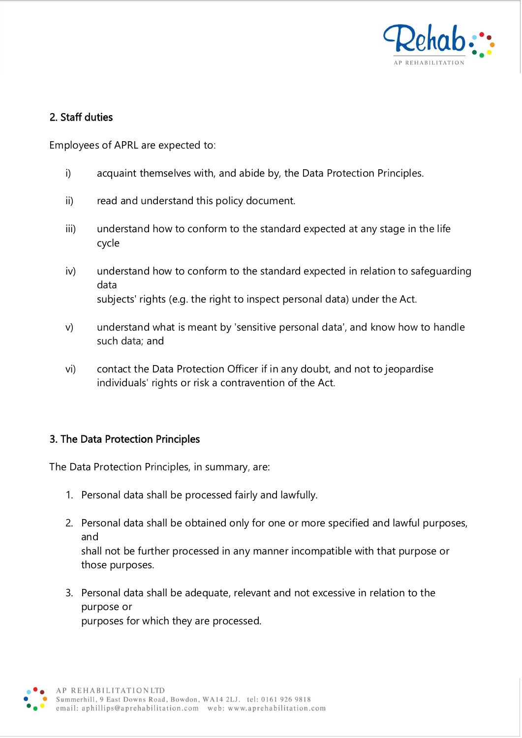## 2. Staff duties

Employees of APRL are expected to:

i) acquaint themselves with, and abide by, the Data Protection Principles.

ii) read and understand this policy document.

iii) understand how to conform to the standard expected at any stage in the life cycle

iv) understand how to conform to the standard expected in relation to safeguarding data subjects' rights (e.g. the right to inspect personal data) under the Act.

v) understand what is meant by 'sensitive personal data', and know how to handle such data; and

vi) contact the Data Protection Officer if in any doubt, and not to jeopardise individuals' rights or risk a contravention of the Act.

## 3. The Data Protection Principles

The Data Protection Principles, in summary, are:

1. Personal data shall be processed fairly and lawfully.
2. Personal data shall be obtained only for one or more specified and lawful purposes, and shall not be further processed in any manner incompatible with that purpose or those purposes.
3. Personal data shall be adequate, relevant and not excessive in relation to the purpose or purposes for which they are processed.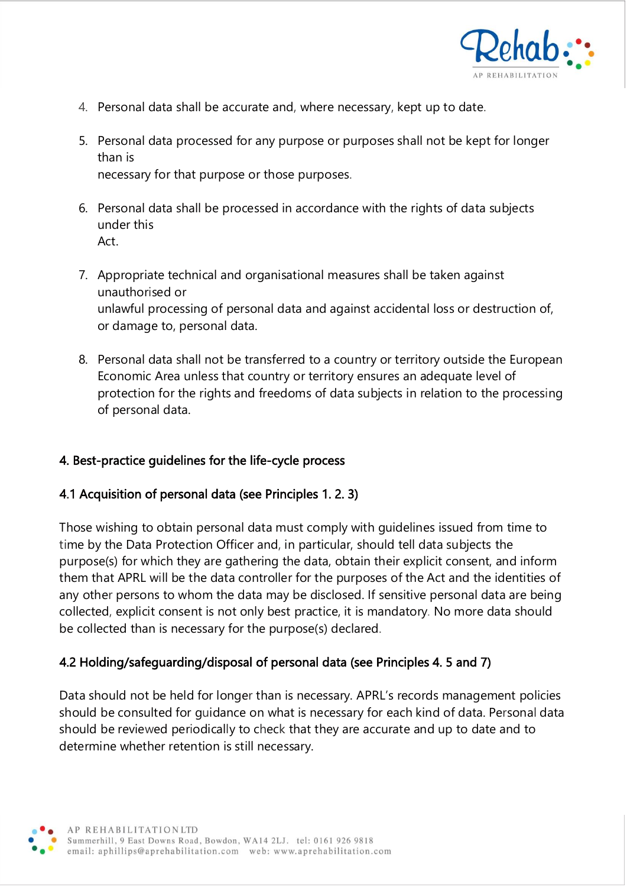4. Personal data shall be accurate and, where necessary, kept up to date.

5. Personal data processed for any purpose or purposes shall not be kept for longer than is
   necessary for that purpose or those purposes.

6. Personal data shall be processed in accordance with the rights of data subjects under this
   Act.

7. Appropriate technical and organisational measures shall be taken against unauthorised or
   unlawful processing of personal data and against accidental loss or destruction of, or damage to, personal data.

8. Personal data shall not be transferred to a country or territory outside the European Economic Area unless that country or territory ensures an adequate level of protection for the rights and freedoms of data subjects in relation to the processing of personal data.

### 4. Best-practice guidelines for the life-cycle process

#### 4.1 Acquisition of personal data (see Principles 1. 2. 3)

Those wishing to obtain personal data must comply with guidelines issued from time to time by the Data Protection Officer and, in particular, should tell data subjects the purpose(s) for which they are gathering the data, obtain their explicit consent, and inform them that APRL will be the data controller for the purposes of the Act and the identities of any other persons to whom the data may be disclosed. If sensitive personal data are being collected, explicit consent is not only best practice, it is mandatory. No more data should be collected than is necessary for the purpose(s) declared.

#### 4.2 Holding/safeguarding/disposal of personal data (see Principles 4. 5 and 7)

Data should not be held for longer than is necessary. APRL's records management policies should be consulted for guidance on what is necessary for each kind of data. Personal data should be reviewed periodically to check that they are accurate and up to date and to determine whether retention is still necessary.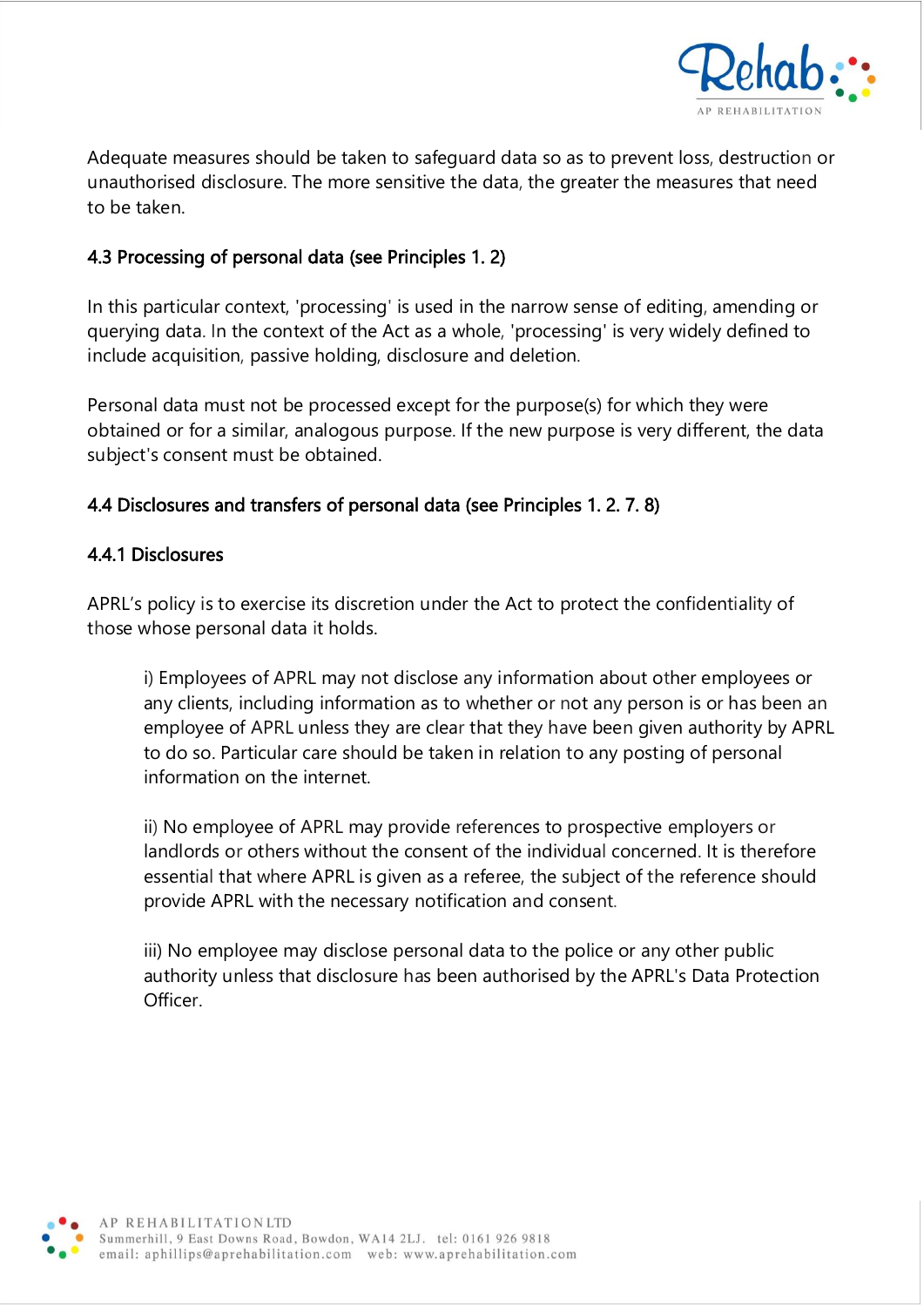Adequate measures should be taken to safeguard data so as to prevent loss, destruction or unauthorised disclosure. The more sensitive the data, the greater the measures that need to be taken.

### 4.3 Processing of personal data (see Principles 1. 2)

In this particular context, 'processing' is used in the narrow sense of editing, amending or querying data. In the context of the Act as a whole, 'processing' is very widely defined to include acquisition, passive holding, disclosure and deletion.

Personal data must not be processed except for the purpose(s) for which they were obtained or for a similar, analogous purpose. If the new purpose is very different, the data subject's consent must be obtained.

### 4.4 Disclosures and transfers of personal data (see Principles 1. 2. 7. 8)

#### 4.4.1 Disclosures

APRL's policy is to exercise its discretion under the Act to protect the confidentiality of those whose personal data it holds.

> i) Employees of APRL may not disclose any information about other employees or any clients, including information as to whether or not any person is or has been an employee of APRL unless they are clear that they have been given authority by APRL to do so. Particular care should be taken in relation to any posting of personal information on the internet.
>
> ii) No employee of APRL may provide references to prospective employers or landlords or others without the consent of the individual concerned. It is therefore essential that where APRL is given as a referee, the subject of the reference should provide APRL with the necessary notification and consent.
>
> iii) No employee may disclose personal data to the police or any other public authority unless that disclosure has been authorised by the APRL's Data Protection Officer.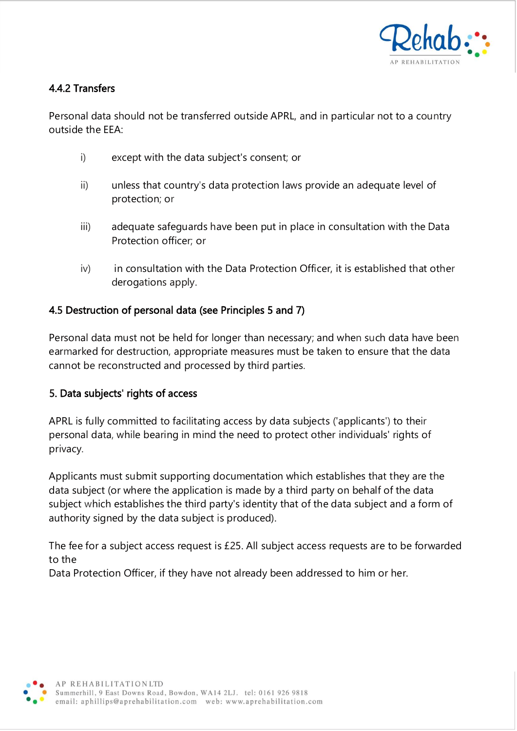#### 4.4.2 Transfers

Personal data should not be transferred outside APRL, and in particular not to a country outside the EEA:

i) except with the data subject's consent; or

ii) unless that country's data protection laws provide an adequate level of protection; or

iii) adequate safeguards have been put in place in consultation with the Data Protection officer; or

iv) in consultation with the Data Protection Officer, it is established that other derogations apply.

### 4.5 Destruction of personal data (see Principles 5 and 7)

Personal data must not be held for longer than necessary; and when such data have been earmarked for destruction, appropriate measures must be taken to ensure that the data cannot be reconstructed and processed by third parties.

## 5. Data subjects' rights of access

APRL is fully committed to facilitating access by data subjects ('applicants') to their personal data, while bearing in mind the need to protect other individuals' rights of privacy.

Applicants must submit supporting documentation which establishes that they are the data subject (or where the application is made by a third party on behalf of the data subject which establishes the third party's identity that of the data subject and a form of authority signed by the data subject is produced).

The fee for a subject access request is £25. All subject access requests are to be forwarded to the
Data Protection Officer, if they have not already been addressed to him or her.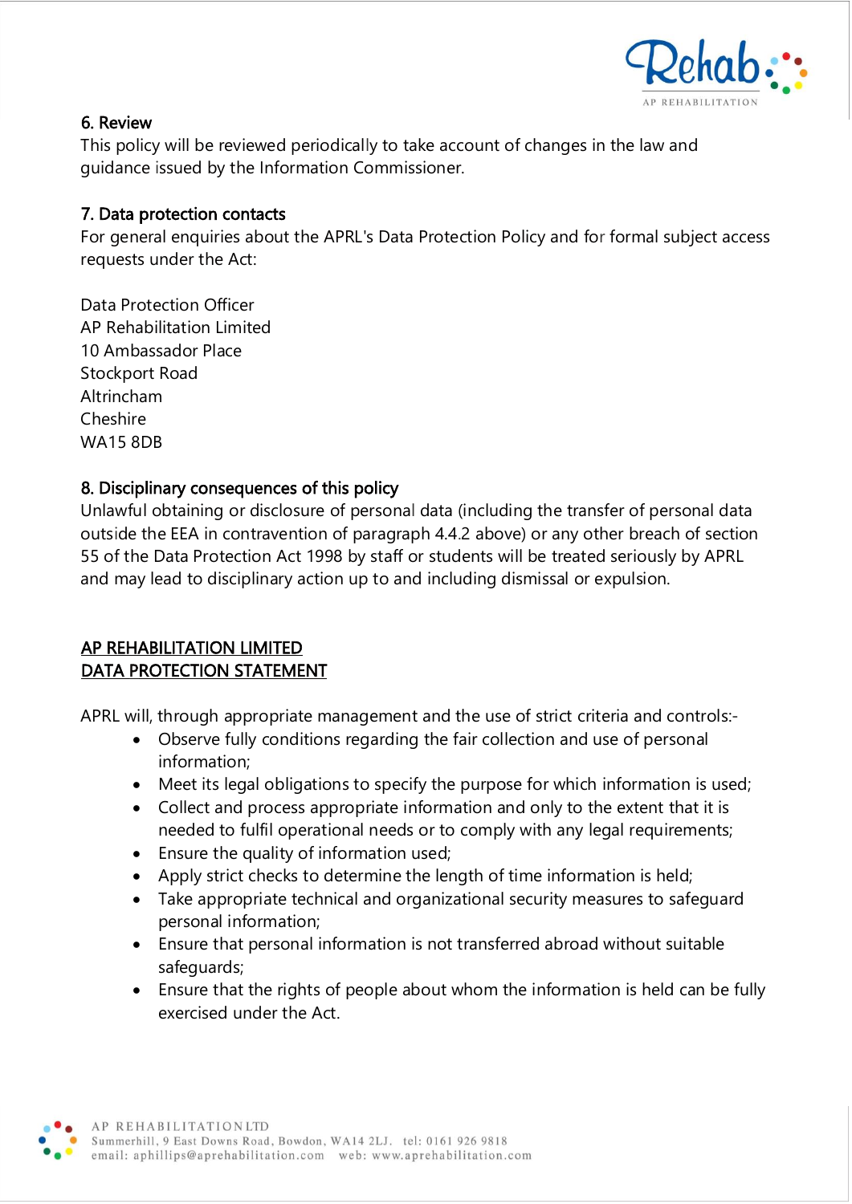## 6. Review

This policy will be reviewed periodically to take account of changes in the law and guidance issued by the Information Commissioner.

## 7. Data protection contacts

For general enquiries about the APRL's Data Protection Policy and for formal subject access requests under the Act:

Data Protection Officer
AP Rehabilitation Limited
10 Ambassador Place
Stockport Road
Altrincham
Cheshire
WA15 8DB

## 8. Disciplinary consequences of this policy

Unlawful obtaining or disclosure of personal data (including the transfer of personal data outside the EEA in contravention of paragraph 4.4.2 above) or any other breach of section 55 of the Data Protection Act 1998 by staff or students will be treated seriously by APRL and may lead to disciplinary action up to and including dismissal or expulsion.

## AP REHABILITATION LIMITED
## DATA PROTECTION STATEMENT

APRL will, through appropriate management and the use of strict criteria and controls:-

- Observe fully conditions regarding the fair collection and use of personal information;
- Meet its legal obligations to specify the purpose for which information is used;
- Collect and process appropriate information and only to the extent that it is needed to fulfil operational needs or to comply with any legal requirements;
- Ensure the quality of information used;
- Apply strict checks to determine the length of time information is held;
- Take appropriate technical and organizational security measures to safeguard personal information;
- Ensure that personal information is not transferred abroad without suitable safeguards;
- Ensure that the rights of people about whom the information is held can be fully exercised under the Act.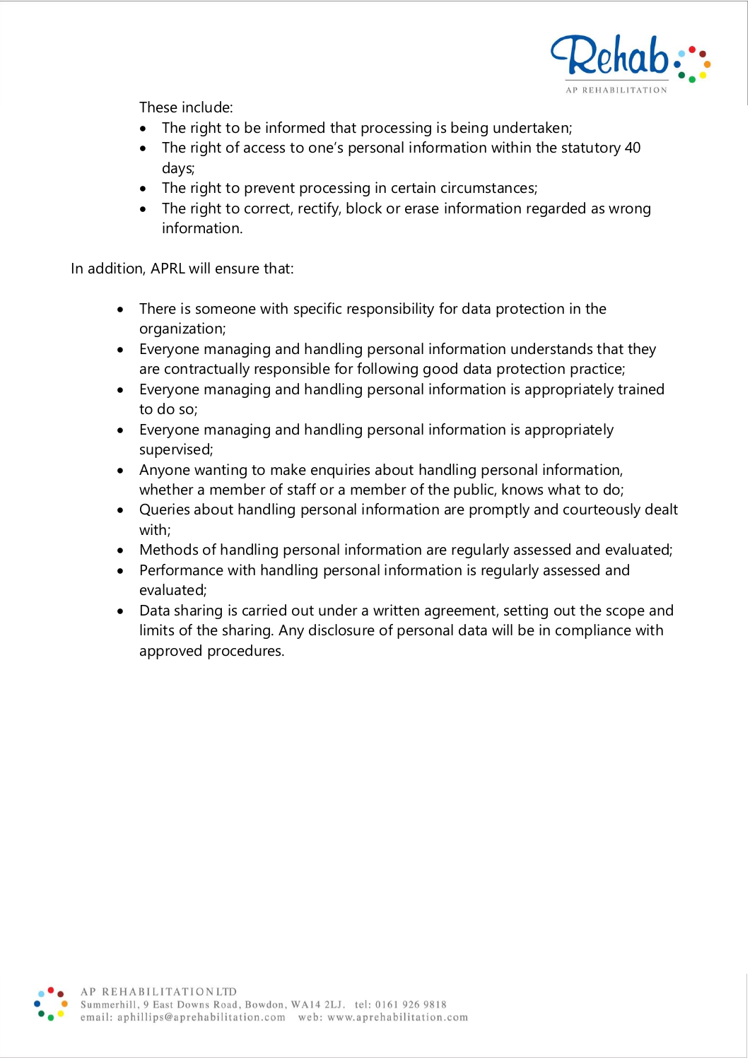These include:

- The right to be informed that processing is being undertaken;
- The right of access to one's personal information within the statutory 40 days;
- The right to prevent processing in certain circumstances;
- The right to correct, rectify, block or erase information regarded as wrong information.

In addition, APRL will ensure that:

- There is someone with specific responsibility for data protection in the organization;
- Everyone managing and handling personal information understands that they are contractually responsible for following good data protection practice;
- Everyone managing and handling personal information is appropriately trained to do so;
- Everyone managing and handling personal information is appropriately supervised;
- Anyone wanting to make enquiries about handling personal information, whether a member of staff or a member of the public, knows what to do;
- Queries about handling personal information are promptly and courteously dealt with;
- Methods of handling personal information are regularly assessed and evaluated;
- Performance with handling personal information is regularly assessed and evaluated;
- Data sharing is carried out under a written agreement, setting out the scope and limits of the sharing. Any disclosure of personal data will be in compliance with approved procedures.